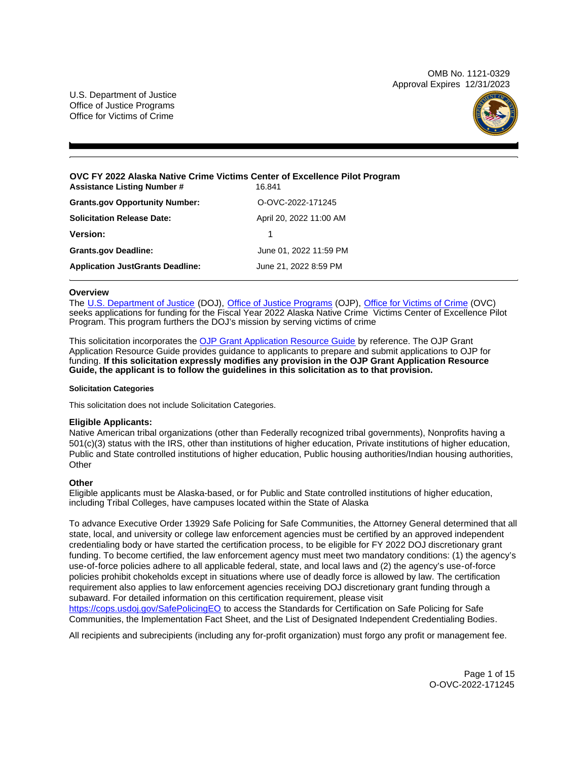OMB No. 1121-0329
Approval Expires 12/31/2023

U.S. Department of Justice
Office of Justice Programs
Office for Victims of Crime

# OVC FY 2022 Alaska Native Crime Victims Center of Excellence Pilot Program

| | |
|---|---|
| **Assistance Listing Number #** | 16.841 |
| **Grants.gov Opportunity Number:** | O-OVC-2022-171245 |
| **Solicitation Release Date:** | April 20, 2022 11:00 AM |
| **Version:** | 1 |
| **Grants.gov Deadline:** | June 01, 2022 11:59 PM |
| **Application JustGrants Deadline:** | June 21, 2022 8:59 PM |

## Overview

The U.S. Department of Justice (DOJ), Office of Justice Programs (OJP), Office for Victims of Crime (OVC) seeks applications for funding for the Fiscal Year 2022 Alaska Native Crime Victims Center of Excellence Pilot Program. This program furthers the DOJ's mission by serving victims of crime

This solicitation incorporates the OJP Grant Application Resource Guide by reference. The OJP Grant Application Resource Guide provides guidance to applicants to prepare and submit applications to OJP for funding. **If this solicitation expressly modifies any provision in the OJP Grant Application Resource Guide, the applicant is to follow the guidelines in this solicitation as to that provision.**

#### Solicitation Categories

This solicitation does not include Solicitation Categories.

### Eligible Applicants:

Native American tribal organizations (other than Federally recognized tribal governments), Nonprofits having a 501(c)(3) status with the IRS, other than institutions of higher education, Private institutions of higher education, Public and State controlled institutions of higher education, Public housing authorities/Indian housing authorities, Other

### Other

Eligible applicants must be Alaska-based, or for Public and State controlled institutions of higher education, including Tribal Colleges, have campuses located within the State of Alaska

To advance Executive Order 13929 Safe Policing for Safe Communities, the Attorney General determined that all state, local, and university or college law enforcement agencies must be certified by an approved independent credentialing body or have started the certification process, to be eligible for FY 2022 DOJ discretionary grant funding. To become certified, the law enforcement agency must meet two mandatory conditions: (1) the agency's use-of-force policies adhere to all applicable federal, state, and local laws and (2) the agency's use-of-force policies prohibit chokeholds except in situations where use of deadly force is allowed by law. The certification requirement also applies to law enforcement agencies receiving DOJ discretionary grant funding through a subaward. For detailed information on this certification requirement, please visit https://cops.usdoj.gov/SafePolicingEO to access the Standards for Certification on Safe Policing for Safe Communities, the Implementation Fact Sheet, and the List of Designated Independent Credentialing Bodies.

All recipients and subrecipients (including any for-profit organization) must forgo any profit or management fee.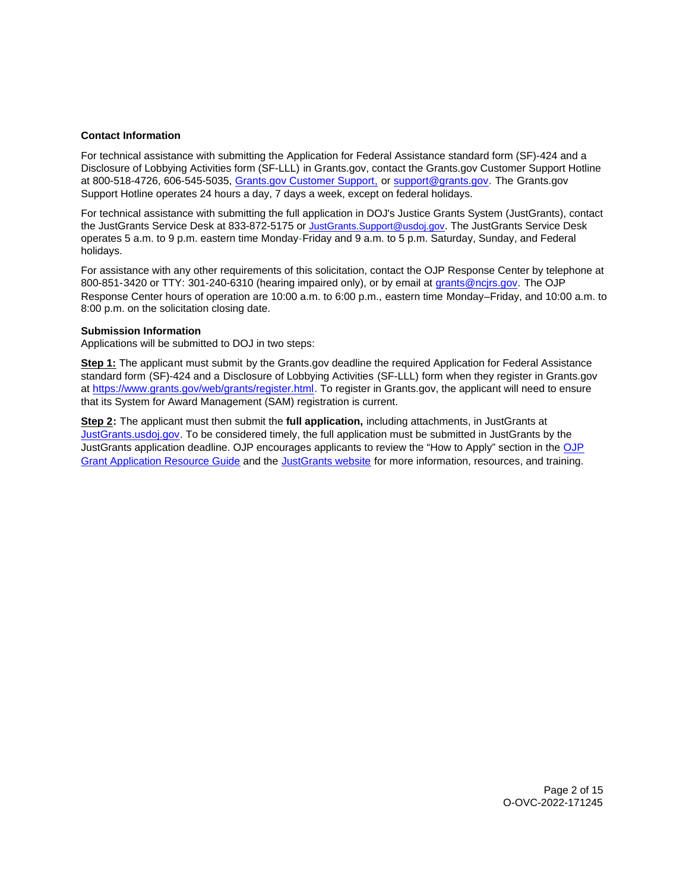**Contact Information**

For technical assistance with submitting the Application for Federal Assistance standard form (SF)-424 and a Disclosure of Lobbying Activities form (SF-LLL) in Grants.gov, contact the Grants.gov Customer Support Hotline at 800-518-4726, 606-545-5035, Grants.gov Customer Support, or support@grants.gov. The Grants.gov Support Hotline operates 24 hours a day, 7 days a week, except on federal holidays.

For technical assistance with submitting the full application in DOJ's Justice Grants System (JustGrants), contact the JustGrants Service Desk at 833-872-5175 or JustGrants.Support@usdoj.gov. The JustGrants Service Desk operates 5 a.m. to 9 p.m. eastern time Monday-Friday and 9 a.m. to 5 p.m. Saturday, Sunday, and Federal holidays.

For assistance with any other requirements of this solicitation, contact the OJP Response Center by telephone at 800-851-3420 or TTY: 301-240-6310 (hearing impaired only), or by email at grants@ncjrs.gov. The OJP Response Center hours of operation are 10:00 a.m. to 6:00 p.m., eastern time Monday–Friday, and 10:00 a.m. to 8:00 p.m. on the solicitation closing date.

**Submission Information**

Applications will be submitted to DOJ in two steps:

**Step 1:** The applicant must submit by the Grants.gov deadline the required Application for Federal Assistance standard form (SF)-424 and a Disclosure of Lobbying Activities (SF-LLL) form when they register in Grants.gov at https://www.grants.gov/web/grants/register.html. To register in Grants.gov, the applicant will need to ensure that its System for Award Management (SAM) registration is current.

**Step 2:** The applicant must then submit the **full application,** including attachments, in JustGrants at JustGrants.usdoj.gov. To be considered timely, the full application must be submitted in JustGrants by the JustGrants application deadline. OJP encourages applicants to review the "How to Apply" section in the OJP Grant Application Resource Guide and the JustGrants website for more information, resources, and training.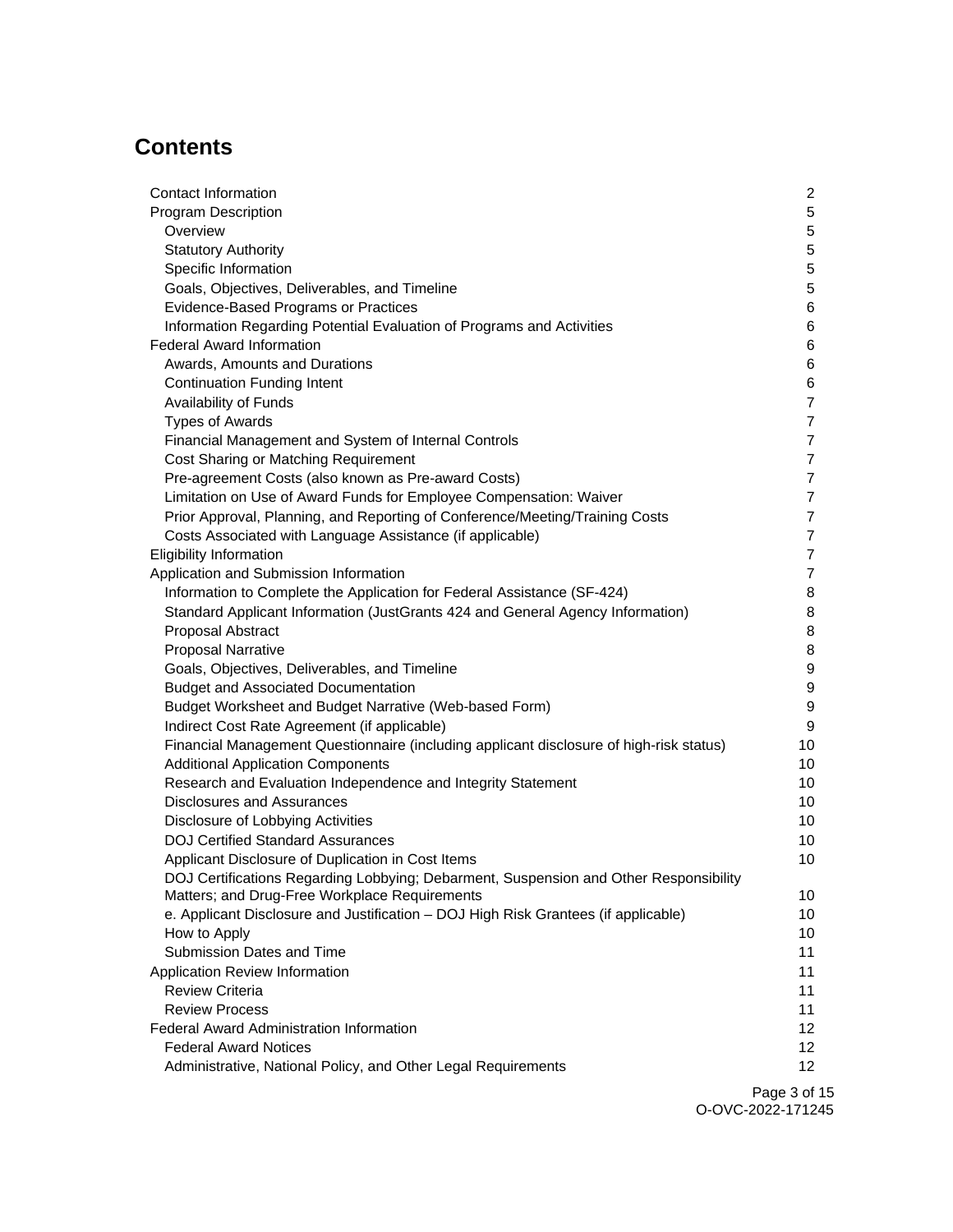# Contents

| | |
|---|---|
| Contact Information | 2 |
| Program Description | 5 |
| Overview | 5 |
| Statutory Authority | 5 |
| Specific Information | 5 |
| Goals, Objectives, Deliverables, and Timeline | 5 |
| Evidence-Based Programs or Practices | 6 |
| Information Regarding Potential Evaluation of Programs and Activities | 6 |
| Federal Award Information | 6 |
| Awards, Amounts and Durations | 6 |
| Continuation Funding Intent | 6 |
| Availability of Funds | 7 |
| Types of Awards | 7 |
| Financial Management and System of Internal Controls | 7 |
| Cost Sharing or Matching Requirement | 7 |
| Pre-agreement Costs (also known as Pre-award Costs) | 7 |
| Limitation on Use of Award Funds for Employee Compensation: Waiver | 7 |
| Prior Approval, Planning, and Reporting of Conference/Meeting/Training Costs | 7 |
| Costs Associated with Language Assistance (if applicable) | 7 |
| Eligibility Information | 7 |
| Application and Submission Information | 7 |
| Information to Complete the Application for Federal Assistance (SF-424) | 8 |
| Standard Applicant Information (JustGrants 424 and General Agency Information) | 8 |
| Proposal Abstract | 8 |
| Proposal Narrative | 8 |
| Goals, Objectives, Deliverables, and Timeline | 9 |
| Budget and Associated Documentation | 9 |
| Budget Worksheet and Budget Narrative (Web-based Form) | 9 |
| Indirect Cost Rate Agreement (if applicable) | 9 |
| Financial Management Questionnaire (including applicant disclosure of high-risk status) | 10 |
| Additional Application Components | 10 |
| Research and Evaluation Independence and Integrity Statement | 10 |
| Disclosures and Assurances | 10 |
| Disclosure of Lobbying Activities | 10 |
| DOJ Certified Standard Assurances | 10 |
| Applicant Disclosure of Duplication in Cost Items | 10 |
| DOJ Certifications Regarding Lobbying; Debarment, Suspension and Other Responsibility Matters; and Drug-Free Workplace Requirements | 10 |
| e. Applicant Disclosure and Justification – DOJ High Risk Grantees (if applicable) | 10 |
| How to Apply | 10 |
| Submission Dates and Time | 11 |
| Application Review Information | 11 |
| Review Criteria | 11 |
| Review Process | 11 |
| Federal Award Administration Information | 12 |
| Federal Award Notices | 12 |
| Administrative, National Policy, and Other Legal Requirements | 12 |

O-OVC-2022-171245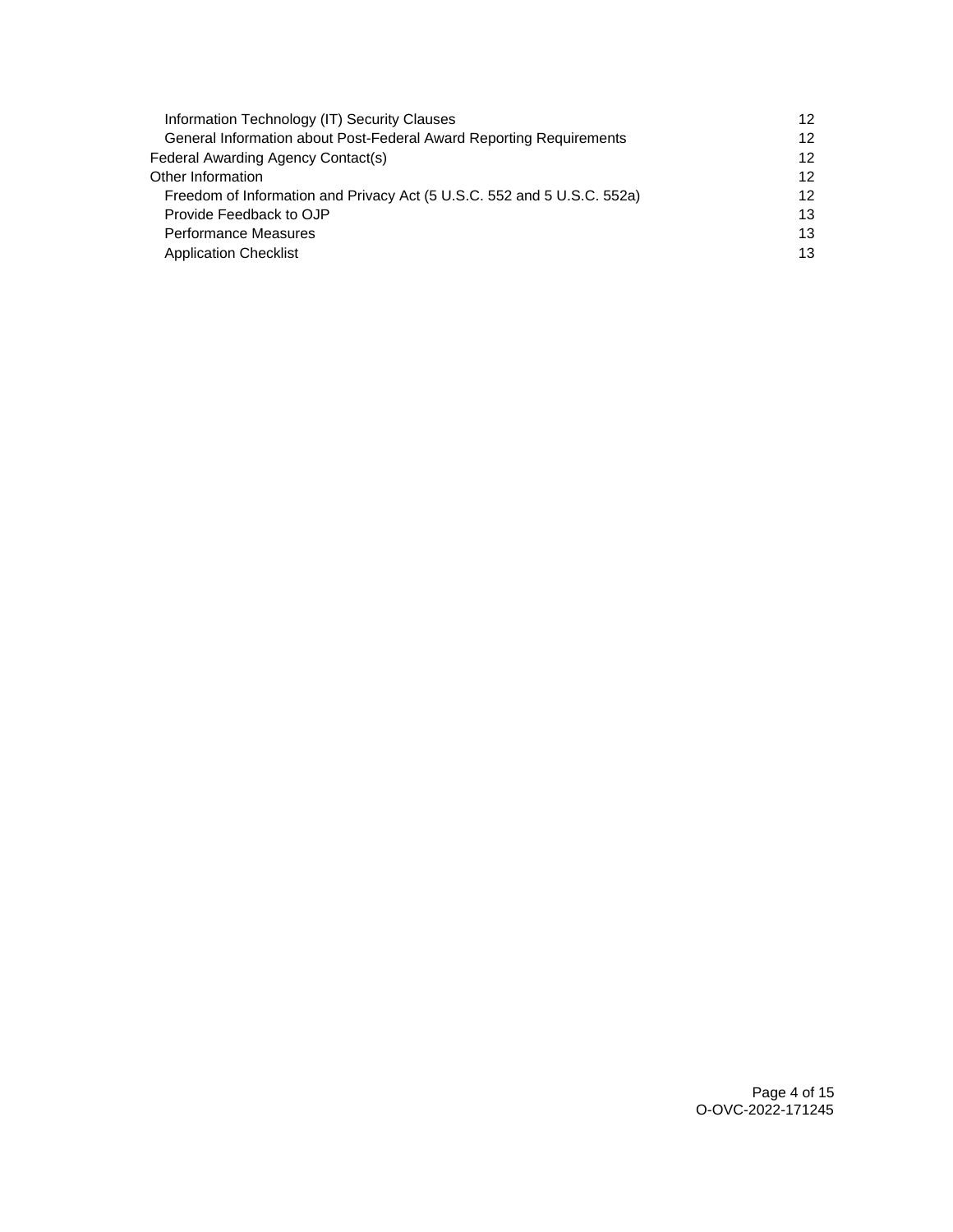| | |
|---|---|
| Information Technology (IT) Security Clauses | 12 |
| General Information about Post-Federal Award Reporting Requirements | 12 |
| Federal Awarding Agency Contact(s) | 12 |
| Other Information | 12 |
| Freedom of Information and Privacy Act (5 U.S.C. 552 and 5 U.S.C. 552a) | 12 |
| Provide Feedback to OJP | 13 |
| Performance Measures | 13 |
| Application Checklist | 13 |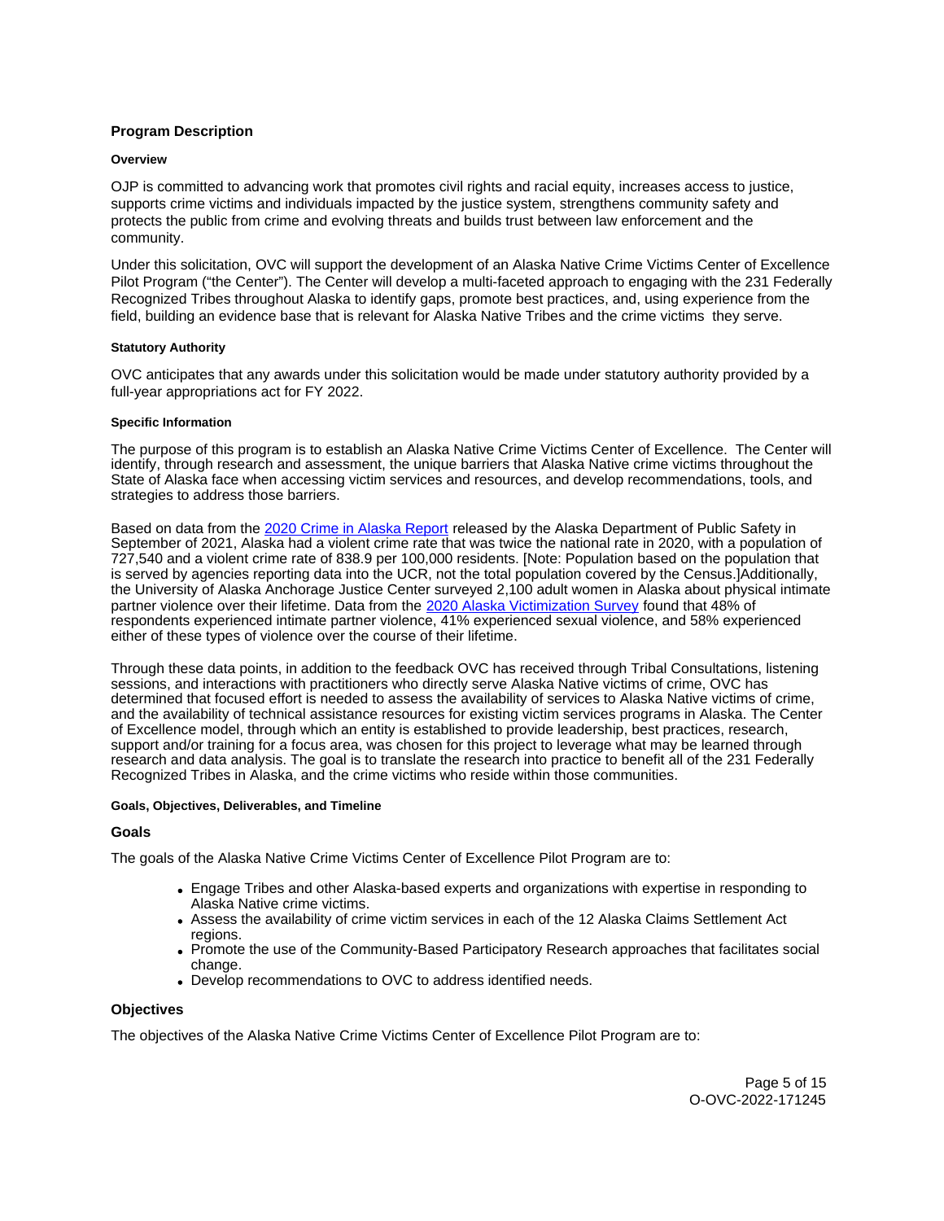## Program Description

#### Overview

OJP is committed to advancing work that promotes civil rights and racial equity, increases access to justice, supports crime victims and individuals impacted by the justice system, strengthens community safety and protects the public from crime and evolving threats and builds trust between law enforcement and the community.

Under this solicitation, OVC will support the development of an Alaska Native Crime Victims Center of Excellence Pilot Program ("the Center"). The Center will develop a multi-faceted approach to engaging with the 231 Federally Recognized Tribes throughout Alaska to identify gaps, promote best practices, and, using experience from the field, building an evidence base that is relevant for Alaska Native Tribes and the crime victims they serve.

#### Statutory Authority

OVC anticipates that any awards under this solicitation would be made under statutory authority provided by a full-year appropriations act for FY 2022.

#### Specific Information

The purpose of this program is to establish an Alaska Native Crime Victims Center of Excellence. The Center will identify, through research and assessment, the unique barriers that Alaska Native crime victims throughout the State of Alaska face when accessing victim services and resources, and develop recommendations, tools, and strategies to address those barriers.

Based on data from the 2020 Crime in Alaska Report released by the Alaska Department of Public Safety in September of 2021, Alaska had a violent crime rate that was twice the national rate in 2020, with a population of 727,540 and a violent crime rate of 838.9 per 100,000 residents. [Note: Population based on the population that is served by agencies reporting data into the UCR, not the total population covered by the Census.]Additionally, the University of Alaska Anchorage Justice Center surveyed 2,100 adult women in Alaska about physical intimate partner violence over their lifetime. Data from the 2020 Alaska Victimization Survey found that 48% of respondents experienced intimate partner violence, 41% experienced sexual violence, and 58% experienced either of these types of violence over the course of their lifetime.

Through these data points, in addition to the feedback OVC has received through Tribal Consultations, listening sessions, and interactions with practitioners who directly serve Alaska Native victims of crime, OVC has determined that focused effort is needed to assess the availability of services to Alaska Native victims of crime, and the availability of technical assistance resources for existing victim services programs in Alaska. The Center of Excellence model, through which an entity is established to provide leadership, best practices, research, support and/or training for a focus area, was chosen for this project to leverage what may be learned through research and data analysis. The goal is to translate the research into practice to benefit all of the 231 Federally Recognized Tribes in Alaska, and the crime victims who reside within those communities.

#### Goals, Objectives, Deliverables, and Timeline

### Goals

The goals of the Alaska Native Crime Victims Center of Excellence Pilot Program are to:

- Engage Tribes and other Alaska-based experts and organizations with expertise in responding to Alaska Native crime victims.
- Assess the availability of crime victim services in each of the 12 Alaska Claims Settlement Act regions.
- Promote the use of the Community-Based Participatory Research approaches that facilitates social change.
- Develop recommendations to OVC to address identified needs.

### Objectives

The objectives of the Alaska Native Crime Victims Center of Excellence Pilot Program are to: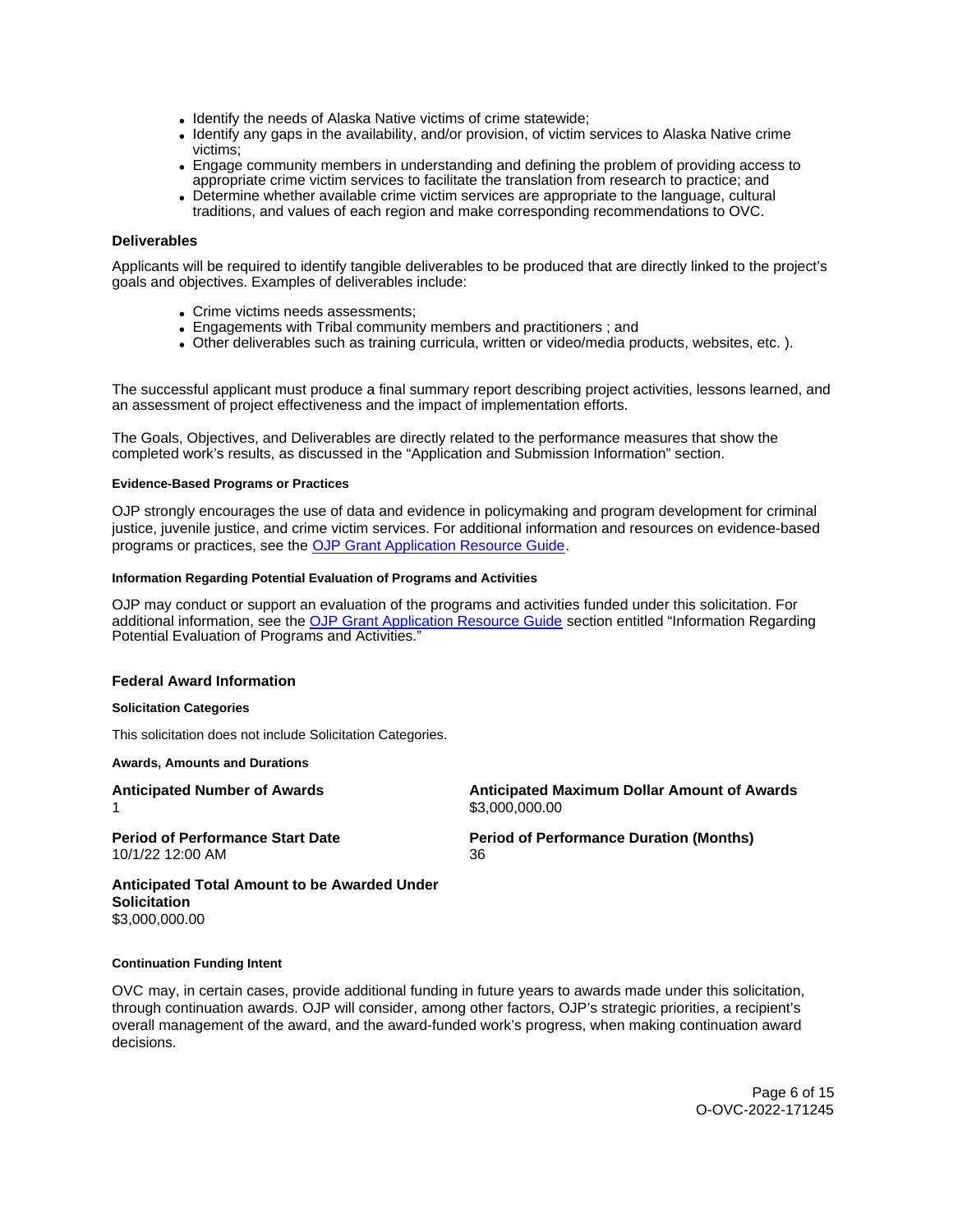- Identify the needs of Alaska Native victims of crime statewide;
- Identify any gaps in the availability, and/or provision, of victim services to Alaska Native crime victims;
- Engage community members in understanding and defining the problem of providing access to appropriate crime victim services to facilitate the translation from research to practice; and
- Determine whether available crime victim services are appropriate to the language, cultural traditions, and values of each region and make corresponding recommendations to OVC.

### Deliverables

Applicants will be required to identify tangible deliverables to be produced that are directly linked to the project's goals and objectives. Examples of deliverables include:

- Crime victims needs assessments;
- Engagements with Tribal community members and practitioners ; and
- Other deliverables such as training curricula, written or video/media products, websites, etc. ).

The successful applicant must produce a final summary report describing project activities, lessons learned, and an assessment of project effectiveness and the impact of implementation efforts.

The Goals, Objectives, and Deliverables are directly related to the performance measures that show the completed work's results, as discussed in the "Application and Submission Information" section.

#### Evidence-Based Programs or Practices

OJP strongly encourages the use of data and evidence in policymaking and program development for criminal justice, juvenile justice, and crime victim services. For additional information and resources on evidence-based programs or practices, see the OJP Grant Application Resource Guide.

#### Information Regarding Potential Evaluation of Programs and Activities

OJP may conduct or support an evaluation of the programs and activities funded under this solicitation. For additional information, see the OJP Grant Application Resource Guide section entitled "Information Regarding Potential Evaluation of Programs and Activities."

### Federal Award Information

#### Solicitation Categories

This solicitation does not include Solicitation Categories.

#### Awards, Amounts and Durations

**Anticipated Number of Awards**
1

**Anticipated Maximum Dollar Amount of Awards**
$3,000,000.00

**Period of Performance Start Date**
10/1/22 12:00 AM

**Period of Performance Duration (Months)**
36

**Anticipated Total Amount to be Awarded Under Solicitation**
$3,000,000.00

#### Continuation Funding Intent

OVC may, in certain cases, provide additional funding in future years to awards made under this solicitation, through continuation awards. OJP will consider, among other factors, OJP's strategic priorities, a recipient's overall management of the award, and the award-funded work's progress, when making continuation award decisions.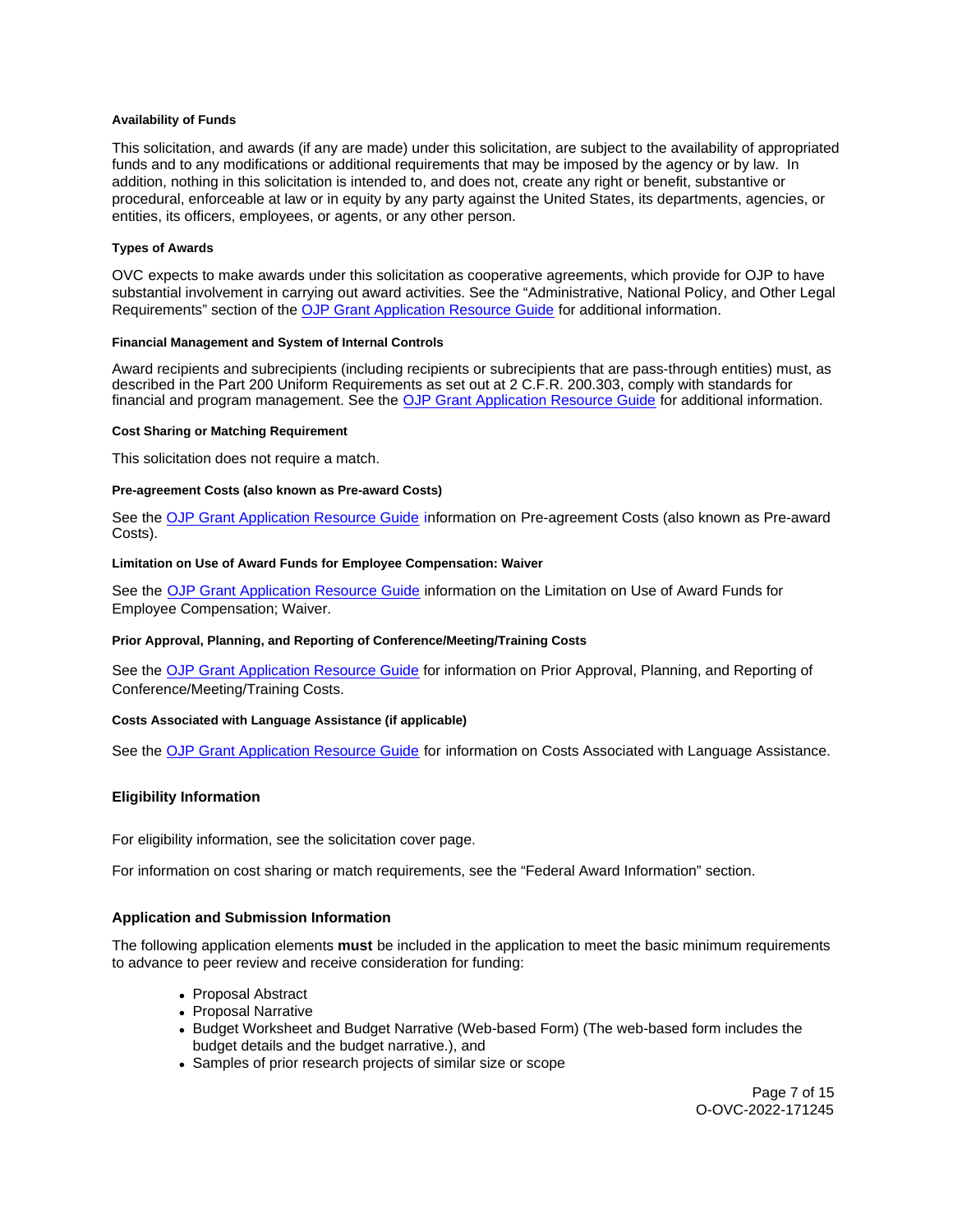#### Availability of Funds

This solicitation, and awards (if any are made) under this solicitation, are subject to the availability of appropriated funds and to any modifications or additional requirements that may be imposed by the agency or by law. In addition, nothing in this solicitation is intended to, and does not, create any right or benefit, substantive or procedural, enforceable at law or in equity by any party against the United States, its departments, agencies, or entities, its officers, employees, or agents, or any other person.

#### Types of Awards

OVC expects to make awards under this solicitation as cooperative agreements, which provide for OJP to have substantial involvement in carrying out award activities. See the "Administrative, National Policy, and Other Legal Requirements" section of the OJP Grant Application Resource Guide for additional information.

#### Financial Management and System of Internal Controls

Award recipients and subrecipients (including recipients or subrecipients that are pass-through entities) must, as described in the Part 200 Uniform Requirements as set out at 2 C.F.R. 200.303, comply with standards for financial and program management. See the OJP Grant Application Resource Guide for additional information.

#### Cost Sharing or Matching Requirement

This solicitation does not require a match.

#### Pre-agreement Costs (also known as Pre-award Costs)

See the OJP Grant Application Resource Guide information on Pre-agreement Costs (also known as Pre-award Costs).

#### Limitation on Use of Award Funds for Employee Compensation: Waiver

See the OJP Grant Application Resource Guide information on the Limitation on Use of Award Funds for Employee Compensation; Waiver.

#### Prior Approval, Planning, and Reporting of Conference/Meeting/Training Costs

See the OJP Grant Application Resource Guide for information on Prior Approval, Planning, and Reporting of Conference/Meeting/Training Costs.

#### Costs Associated with Language Assistance (if applicable)

See the OJP Grant Application Resource Guide for information on Costs Associated with Language Assistance.

### Eligibility Information

For eligibility information, see the solicitation cover page.

For information on cost sharing or match requirements, see the "Federal Award Information" section.

### Application and Submission Information

The following application elements **must** be included in the application to meet the basic minimum requirements to advance to peer review and receive consideration for funding:

- Proposal Abstract
- Proposal Narrative
- Budget Worksheet and Budget Narrative (Web-based Form) (The web-based form includes the budget details and the budget narrative.), and
- Samples of prior research projects of similar size or scope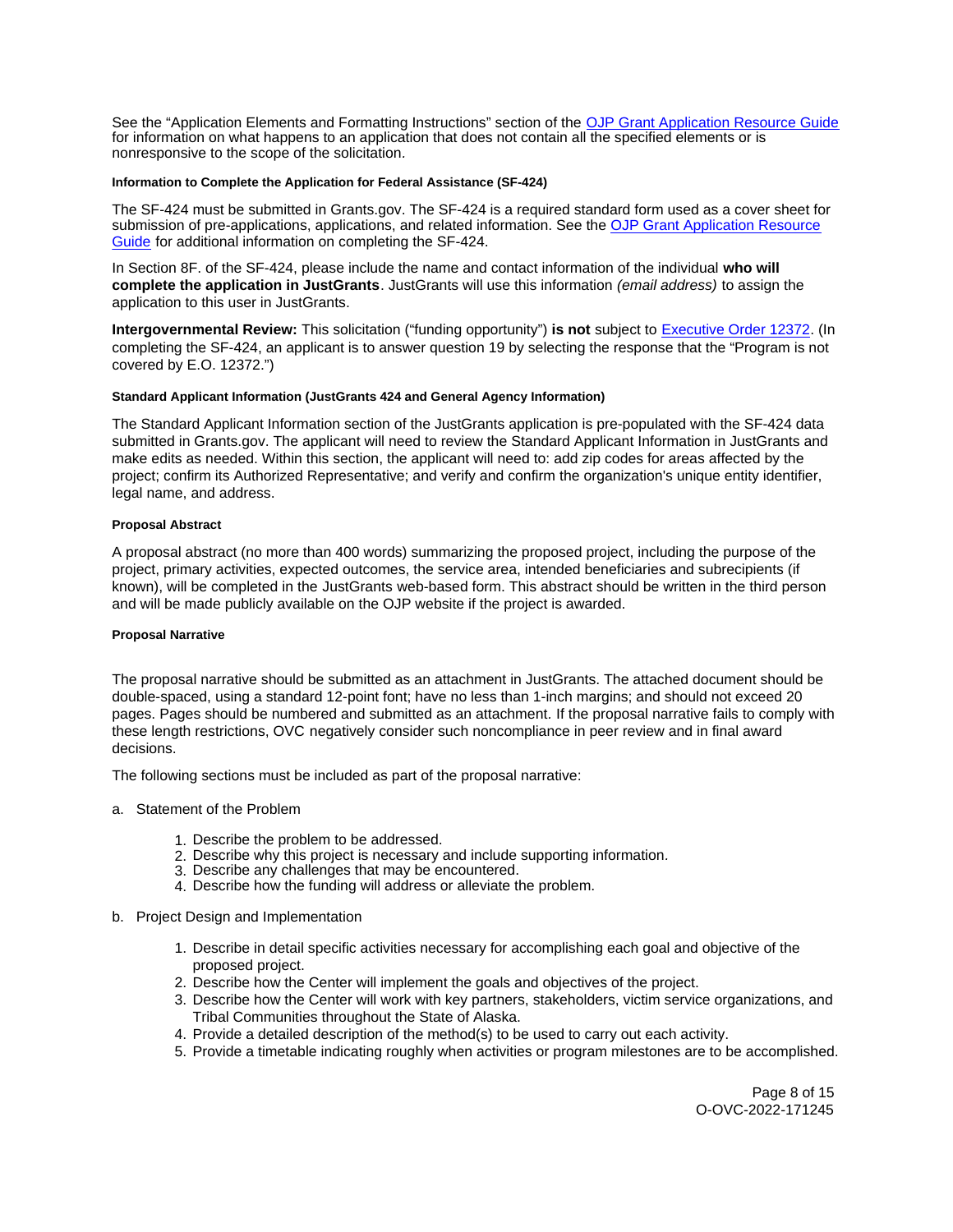See the "Application Elements and Formatting Instructions" section of the [OJP Grant Application Resource Guide](#) for information on what happens to an application that does not contain all the specified elements or is nonresponsive to the scope of the solicitation.

#### Information to Complete the Application for Federal Assistance (SF-424)

The SF-424 must be submitted in Grants.gov. The SF-424 is a required standard form used as a cover sheet for submission of pre-applications, applications, and related information. See the [OJP Grant Application Resource Guide](#) for additional information on completing the SF-424.

In Section 8F. of the SF-424, please include the name and contact information of the individual **who will complete the application in JustGrants**. JustGrants will use this information *(email address)* to assign the application to this user in JustGrants.

**Intergovernmental Review:** This solicitation ("funding opportunity") **is not** subject to [Executive Order 12372](#). (In completing the SF-424, an applicant is to answer question 19 by selecting the response that the "Program is not covered by E.O. 12372.")

#### Standard Applicant Information (JustGrants 424 and General Agency Information)

The Standard Applicant Information section of the JustGrants application is pre-populated with the SF-424 data submitted in Grants.gov. The applicant will need to review the Standard Applicant Information in JustGrants and make edits as needed. Within this section, the applicant will need to: add zip codes for areas affected by the project; confirm its Authorized Representative; and verify and confirm the organization's unique entity identifier, legal name, and address.

#### Proposal Abstract

A proposal abstract (no more than 400 words) summarizing the proposed project, including the purpose of the project, primary activities, expected outcomes, the service area, intended beneficiaries and subrecipients (if known), will be completed in the JustGrants web-based form. This abstract should be written in the third person and will be made publicly available on the OJP website if the project is awarded.

#### Proposal Narrative

The proposal narrative should be submitted as an attachment in JustGrants. The attached document should be double-spaced, using a standard 12-point font; have no less than 1-inch margins; and should not exceed 20 pages. Pages should be numbered and submitted as an attachment. If the proposal narrative fails to comply with these length restrictions, OVC negatively consider such noncompliance in peer review and in final award decisions.

The following sections must be included as part of the proposal narrative:

a. Statement of the Problem

   1. Describe the problem to be addressed.
   2. Describe why this project is necessary and include supporting information.
   3. Describe any challenges that may be encountered.
   4. Describe how the funding will address or alleviate the problem.

b. Project Design and Implementation

   1. Describe in detail specific activities necessary for accomplishing each goal and objective of the proposed project.
   2. Describe how the Center will implement the goals and objectives of the project.
   3. Describe how the Center will work with key partners, stakeholders, victim service organizations, and Tribal Communities throughout the State of Alaska.
   4. Provide a detailed description of the method(s) to be used to carry out each activity.
   5. Provide a timetable indicating roughly when activities or program milestones are to be accomplished.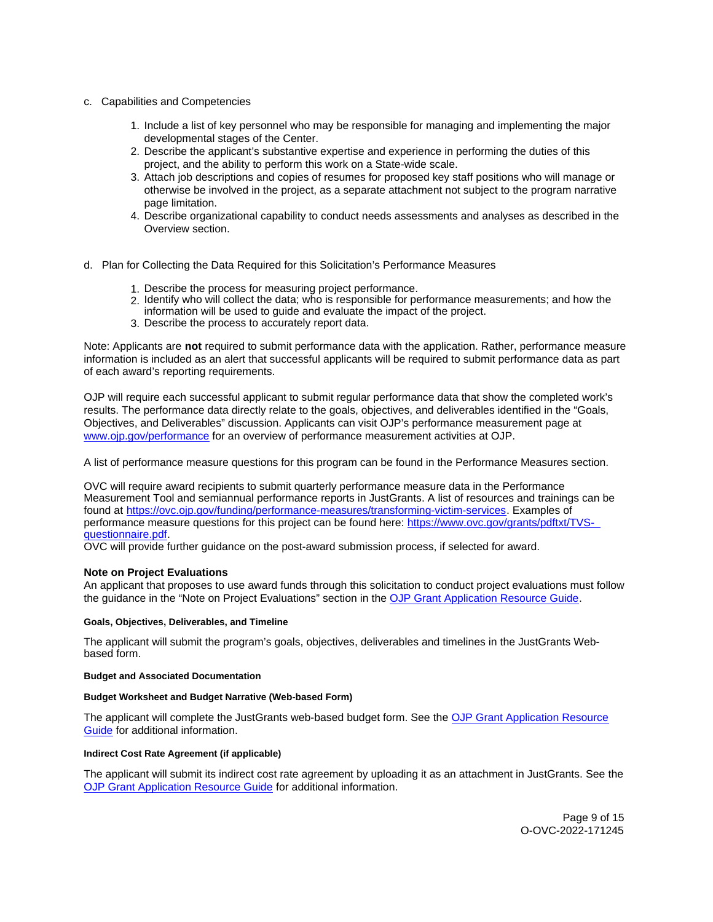c. Capabilities and Competencies

1. Include a list of key personnel who may be responsible for managing and implementing the major developmental stages of the Center.
2. Describe the applicant's substantive expertise and experience in performing the duties of this project, and the ability to perform this work on a State-wide scale.
3. Attach job descriptions and copies of resumes for proposed key staff positions who will manage or otherwise be involved in the project, as a separate attachment not subject to the program narrative page limitation.
4. Describe organizational capability to conduct needs assessments and analyses as described in the Overview section.

d. Plan for Collecting the Data Required for this Solicitation's Performance Measures

1. Describe the process for measuring project performance.
2. Identify who will collect the data; who is responsible for performance measurements; and how the information will be used to guide and evaluate the impact of the project.
3. Describe the process to accurately report data.

Note: Applicants are **not** required to submit performance data with the application. Rather, performance measure information is included as an alert that successful applicants will be required to submit performance data as part of each award's reporting requirements.

OJP will require each successful applicant to submit regular performance data that show the completed work's results. The performance data directly relate to the goals, objectives, and deliverables identified in the "Goals, Objectives, and Deliverables" discussion. Applicants can visit OJP's performance measurement page at [www.ojp.gov/performance](www.ojp.gov/performance) for an overview of performance measurement activities at OJP.

A list of performance measure questions for this program can be found in the Performance Measures section.

OVC will require award recipients to submit quarterly performance measure data in the Performance Measurement Tool and semiannual performance reports in JustGrants. A list of resources and trainings can be found at [https://ovc.ojp.gov/funding/performance-measures/transforming-victim-services](https://ovc.ojp.gov/funding/performance-measures/transforming-victim-services). Examples of performance measure questions for this project can be found here: [https://www.ovc.gov/grants/pdftxt/TVS-questionnaire.pdf](https://www.ovc.gov/grants/pdftxt/TVS-questionnaire.pdf).
OVC will provide further guidance on the post-award submission process, if selected for award.

### Note on Project Evaluations

An applicant that proposes to use award funds through this solicitation to conduct project evaluations must follow the guidance in the "Note on Project Evaluations" section in the OJP Grant Application Resource Guide.

#### Goals, Objectives, Deliverables, and Timeline

The applicant will submit the program's goals, objectives, deliverables and timelines in the JustGrants Web-based form.

#### Budget and Associated Documentation

#### Budget Worksheet and Budget Narrative (Web-based Form)

The applicant will complete the JustGrants web-based budget form. See the OJP Grant Application Resource Guide for additional information.

#### Indirect Cost Rate Agreement (if applicable)

The applicant will submit its indirect cost rate agreement by uploading it as an attachment in JustGrants. See the OJP Grant Application Resource Guide for additional information.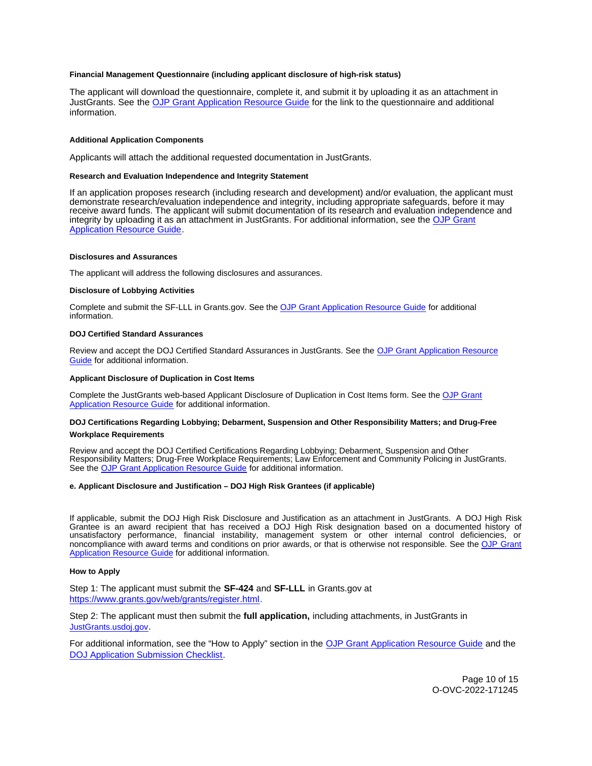#### Financial Management Questionnaire (including applicant disclosure of high-risk status)

The applicant will download the questionnaire, complete it, and submit it by uploading it as an attachment in JustGrants. See the [OJP Grant Application Resource Guide](#) for the link to the questionnaire and additional information.

#### Additional Application Components

Applicants will attach the additional requested documentation in JustGrants.

#### Research and Evaluation Independence and Integrity Statement

If an application proposes research (including research and development) and/or evaluation, the applicant must demonstrate research/evaluation independence and integrity, including appropriate safeguards, before it may receive award funds. The applicant will submit documentation of its research and evaluation independence and integrity by uploading it as an attachment in JustGrants. For additional information, see the [OJP Grant Application Resource Guide](#).

#### Disclosures and Assurances

The applicant will address the following disclosures and assurances.

#### Disclosure of Lobbying Activities

Complete and submit the SF-LLL in Grants.gov. See the [OJP Grant Application Resource Guide](#) for additional information.

#### DOJ Certified Standard Assurances

Review and accept the DOJ Certified Standard Assurances in JustGrants. See the [OJP Grant Application Resource Guide](#) for additional information.

#### Applicant Disclosure of Duplication in Cost Items

Complete the JustGrants web-based Applicant Disclosure of Duplication in Cost Items form. See the [OJP Grant Application Resource Guide](#) for additional information.

#### DOJ Certifications Regarding Lobbying; Debarment, Suspension and Other Responsibility Matters; and Drug-Free Workplace Requirements

Review and accept the DOJ Certified Certifications Regarding Lobbying; Debarment, Suspension and Other Responsibility Matters; Drug-Free Workplace Requirements; Law Enforcement and Community Policing in JustGrants. See the [OJP Grant Application Resource Guide](#) for additional information.

#### e. Applicant Disclosure and Justification – DOJ High Risk Grantees (if applicable)

If applicable, submit the DOJ High Risk Disclosure and Justification as an attachment in JustGrants. A DOJ High Risk Grantee is an award recipient that has received a DOJ High Risk designation based on a documented history of unsatisfactory performance, financial instability, management system or other internal control deficiencies, or noncompliance with award terms and conditions on prior awards, or that is otherwise not responsible. See the [OJP Grant Application Resource Guide](#) for additional information.

#### How to Apply

Step 1: The applicant must submit the **SF-424** and **SF-LLL** in Grants.gov at [https://www.grants.gov/web/grants/register.html](https://www.grants.gov/web/grants/register.html).

Step 2: The applicant must then submit the **full application,** including attachments, in JustGrants in [JustGrants.usdoj.gov](https://JustGrants.usdoj.gov).

For additional information, see the "How to Apply" section in the [OJP Grant Application Resource Guide](#) and the [DOJ Application Submission Checklist](#).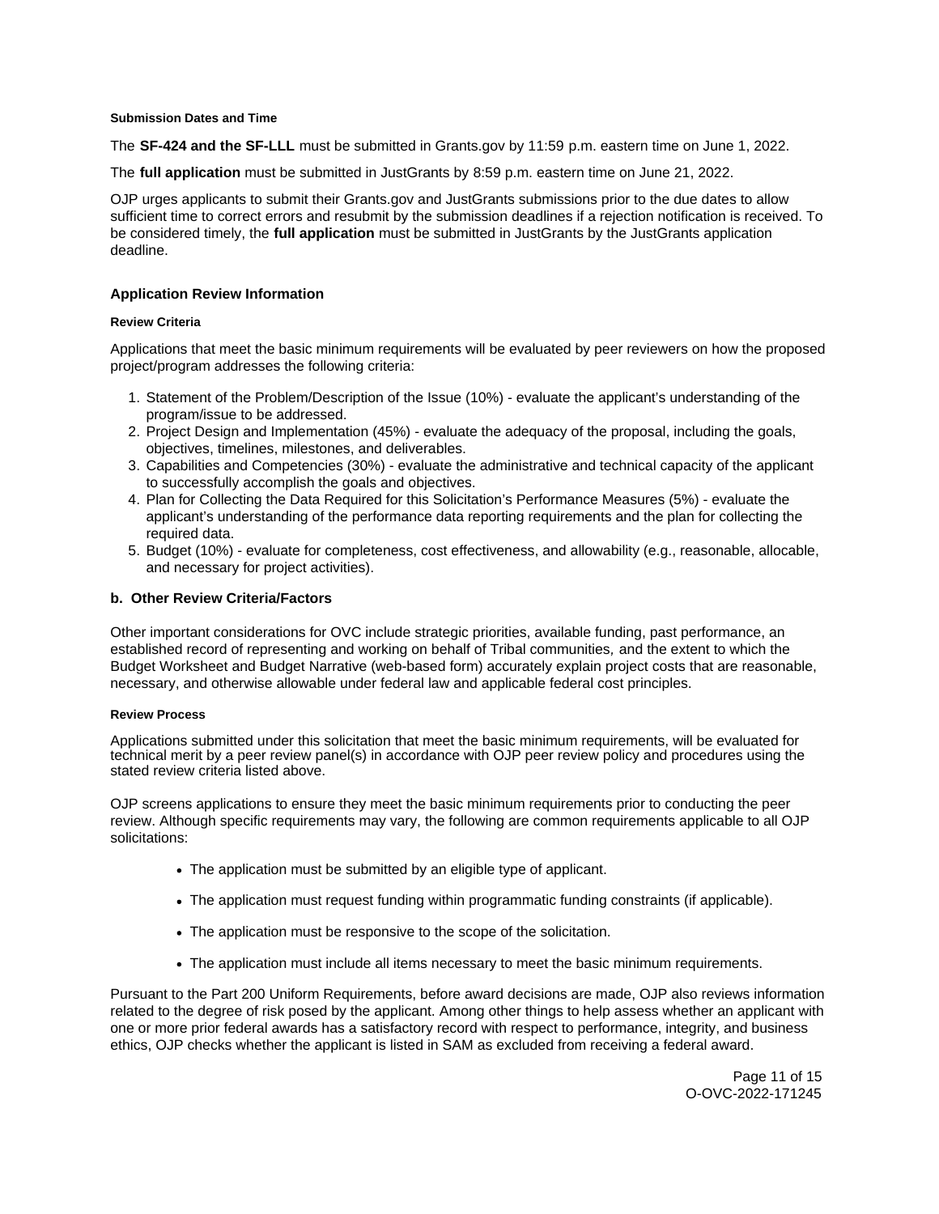#### Submission Dates and Time

The **SF-424 and the SF-LLL** must be submitted in Grants.gov by 11:59 p.m. eastern time on June 1, 2022.

The **full application** must be submitted in JustGrants by 8:59 p.m. eastern time on June 21, 2022.

OJP urges applicants to submit their Grants.gov and JustGrants submissions prior to the due dates to allow sufficient time to correct errors and resubmit by the submission deadlines if a rejection notification is received. To be considered timely, the **full application** must be submitted in JustGrants by the JustGrants application deadline.

### Application Review Information

#### Review Criteria

Applications that meet the basic minimum requirements will be evaluated by peer reviewers on how the proposed project/program addresses the following criteria:

1. Statement of the Problem/Description of the Issue (10%) - evaluate the applicant's understanding of the program/issue to be addressed.
2. Project Design and Implementation (45%) - evaluate the adequacy of the proposal, including the goals, objectives, timelines, milestones, and deliverables.
3. Capabilities and Competencies (30%) - evaluate the administrative and technical capacity of the applicant to successfully accomplish the goals and objectives.
4. Plan for Collecting the Data Required for this Solicitation's Performance Measures (5%) - evaluate the applicant's understanding of the performance data reporting requirements and the plan for collecting the required data.
5. Budget (10%) - evaluate for completeness, cost effectiveness, and allowability (e.g., reasonable, allocable, and necessary for project activities).

### b. Other Review Criteria/Factors

Other important considerations for OVC include strategic priorities, available funding, past performance, an established record of representing and working on behalf of Tribal communities, and the extent to which the Budget Worksheet and Budget Narrative (web-based form) accurately explain project costs that are reasonable, necessary, and otherwise allowable under federal law and applicable federal cost principles.

#### Review Process

Applications submitted under this solicitation that meet the basic minimum requirements, will be evaluated for technical merit by a peer review panel(s) in accordance with OJP peer review policy and procedures using the stated review criteria listed above.

OJP screens applications to ensure they meet the basic minimum requirements prior to conducting the peer review. Although specific requirements may vary, the following are common requirements applicable to all OJP solicitations:

- The application must be submitted by an eligible type of applicant.
- The application must request funding within programmatic funding constraints (if applicable).
- The application must be responsive to the scope of the solicitation.
- The application must include all items necessary to meet the basic minimum requirements.

Pursuant to the Part 200 Uniform Requirements, before award decisions are made, OJP also reviews information related to the degree of risk posed by the applicant. Among other things to help assess whether an applicant with one or more prior federal awards has a satisfactory record with respect to performance, integrity, and business ethics, OJP checks whether the applicant is listed in SAM as excluded from receiving a federal award.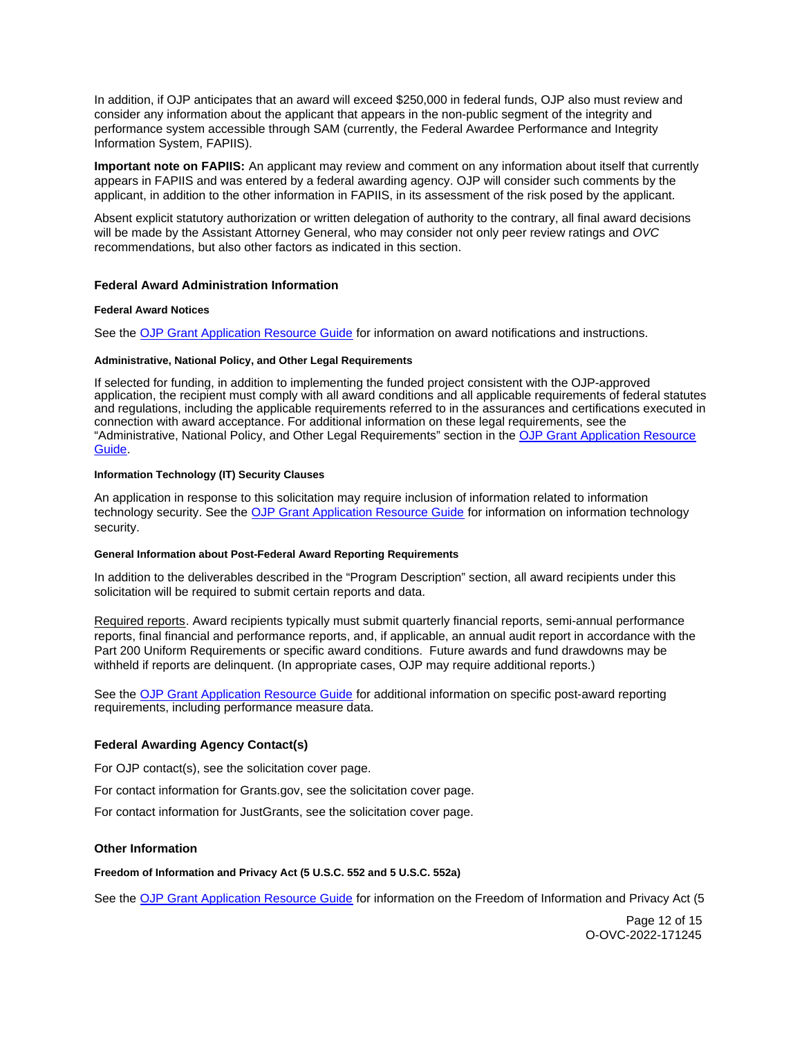In addition, if OJP anticipates that an award will exceed $250,000 in federal funds, OJP also must review and consider any information about the applicant that appears in the non-public segment of the integrity and performance system accessible through SAM (currently, the Federal Awardee Performance and Integrity Information System, FAPIIS).

**Important note on FAPIIS:** An applicant may review and comment on any information about itself that currently appears in FAPIIS and was entered by a federal awarding agency. OJP will consider such comments by the applicant, in addition to the other information in FAPIIS, in its assessment of the risk posed by the applicant.

Absent explicit statutory authorization or written delegation of authority to the contrary, all final award decisions will be made by the Assistant Attorney General, who may consider not only peer review ratings and *OVC* recommendations, but also other factors as indicated in this section.

## Federal Award Administration Information

#### Federal Award Notices

See the [OJP Grant Application Resource Guide](https://www.ojp.gov/funding/apply/ojp-grant-application-resource-guide) for information on award notifications and instructions.

#### Administrative, National Policy, and Other Legal Requirements

If selected for funding, in addition to implementing the funded project consistent with the OJP-approved application, the recipient must comply with all award conditions and all applicable requirements of federal statutes and regulations, including the applicable requirements referred to in the assurances and certifications executed in connection with award acceptance. For additional information on these legal requirements, see the "Administrative, National Policy, and Other Legal Requirements" section in the [OJP Grant Application Resource Guide](https://www.ojp.gov/funding/apply/ojp-grant-application-resource-guide).

#### Information Technology (IT) Security Clauses

An application in response to this solicitation may require inclusion of information related to information technology security. See the [OJP Grant Application Resource Guide](https://www.ojp.gov/funding/apply/ojp-grant-application-resource-guide) for information on information technology security.

#### General Information about Post-Federal Award Reporting Requirements

In addition to the deliverables described in the "Program Description" section, all award recipients under this solicitation will be required to submit certain reports and data.

Required reports. Award recipients typically must submit quarterly financial reports, semi-annual performance reports, final financial and performance reports, and, if applicable, an annual audit report in accordance with the Part 200 Uniform Requirements or specific award conditions. Future awards and fund drawdowns may be withheld if reports are delinquent. (In appropriate cases, OJP may require additional reports.)

See the [OJP Grant Application Resource Guide](https://www.ojp.gov/funding/apply/ojp-grant-application-resource-guide) for additional information on specific post-award reporting requirements, including performance measure data.

## Federal Awarding Agency Contact(s)

For OJP contact(s), see the solicitation cover page.

For contact information for Grants.gov, see the solicitation cover page.

For contact information for JustGrants, see the solicitation cover page.

## Other Information

#### Freedom of Information and Privacy Act (5 U.S.C. 552 and 5 U.S.C. 552a)

See the [OJP Grant Application Resource Guide](https://www.ojp.gov/funding/apply/ojp-grant-application-resource-guide) for information on the Freedom of Information and Privacy Act (5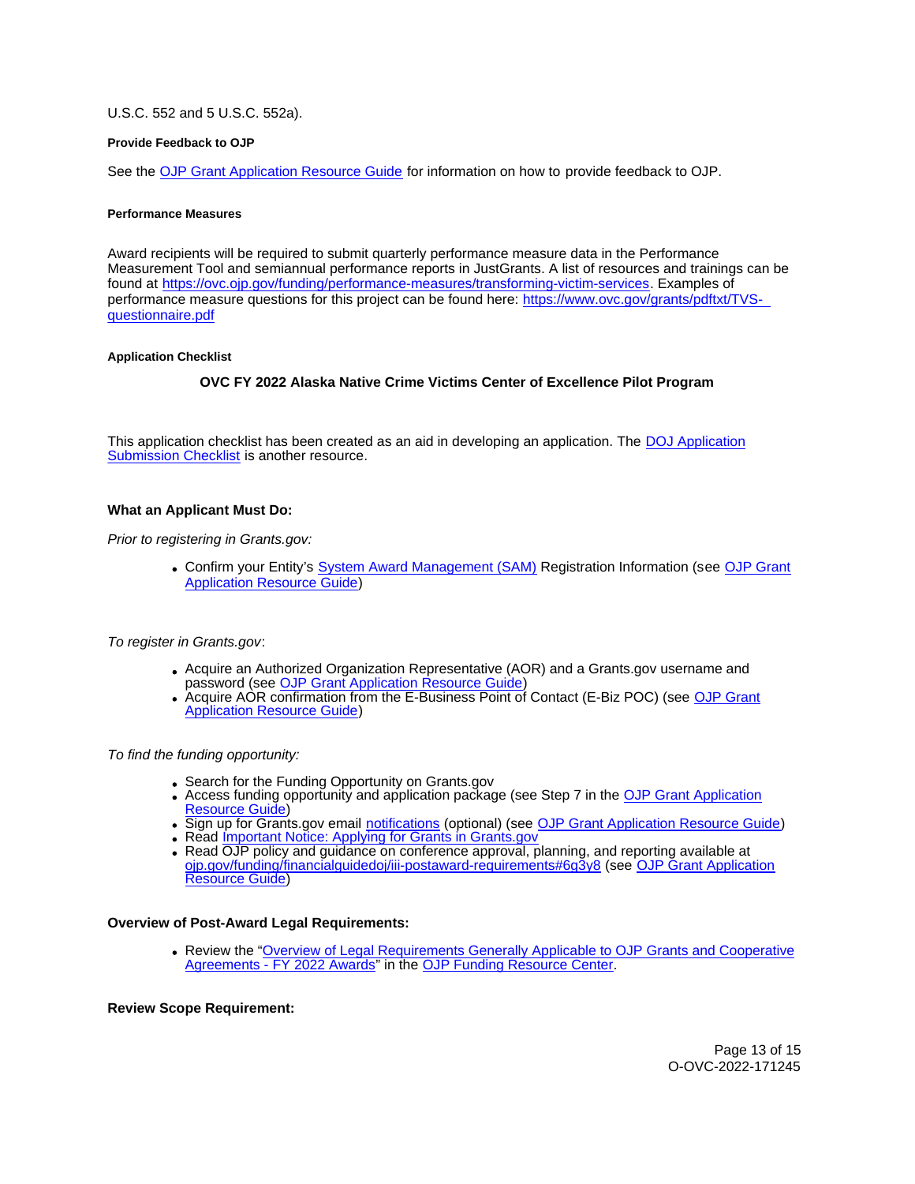U.S.C. 552 and 5 U.S.C. 552a).

#### Provide Feedback to OJP

See the OJP Grant Application Resource Guide for information on how to provide feedback to OJP.

#### Performance Measures

Award recipients will be required to submit quarterly performance measure data in the Performance Measurement Tool and semiannual performance reports in JustGrants. A list of resources and trainings can be found at https://ovc.ojp.gov/funding/performance-measures/transforming-victim-services. Examples of performance measure questions for this project can be found here: https://www.ovc.gov/grants/pdftxt/TVS-questionnaire.pdf

#### Application Checklist

**OVC FY 2022 Alaska Native Crime Victims Center of Excellence Pilot Program**

This application checklist has been created as an aid in developing an application. The DOJ Application Submission Checklist is another resource.

### What an Applicant Must Do:

*Prior to registering in Grants.gov:*

- Confirm your Entity's System Award Management (SAM) Registration Information (see OJP Grant Application Resource Guide)

*To register in Grants.gov*:

- Acquire an Authorized Organization Representative (AOR) and a Grants.gov username and password (see OJP Grant Application Resource Guide)
- Acquire AOR confirmation from the E-Business Point of Contact (E-Biz POC) (see OJP Grant Application Resource Guide)

*To find the funding opportunity:*

- Search for the Funding Opportunity on Grants.gov
- Access funding opportunity and application package (see Step 7 in the OJP Grant Application Resource Guide)
- Sign up for Grants.gov email notifications (optional) (see OJP Grant Application Resource Guide)
- Read Important Notice: Applying for Grants in Grants.gov
- Read OJP policy and guidance on conference approval, planning, and reporting available at ojp.gov/funding/financialguidedoj/iii-postaward-requirements#6g3y8 (see OJP Grant Application Resource Guide)

### Overview of Post-Award Legal Requirements:

- Review the "Overview of Legal Requirements Generally Applicable to OJP Grants and Cooperative Agreements - FY 2022 Awards" in the OJP Funding Resource Center.

### Review Scope Requirement: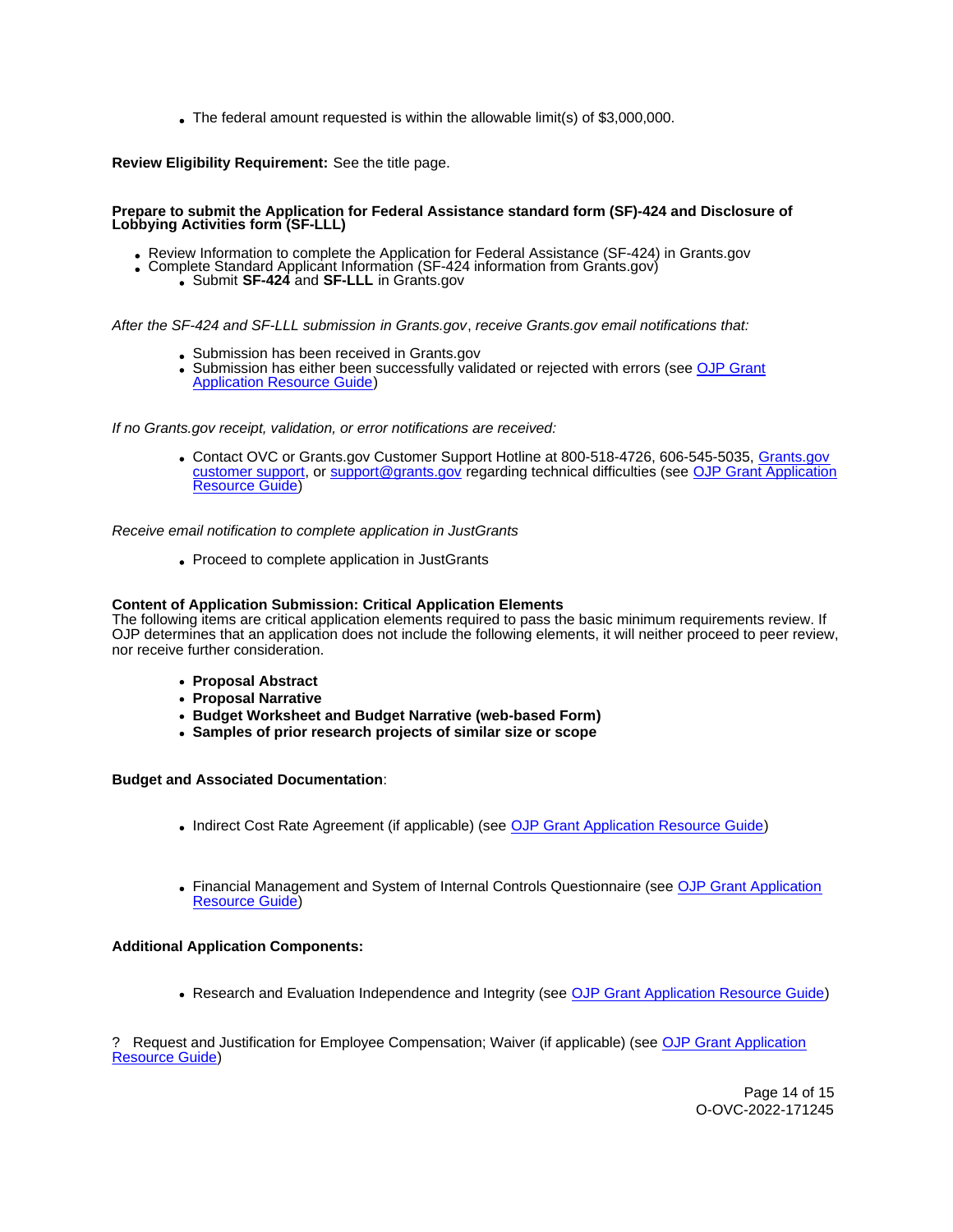- The federal amount requested is within the allowable limit(s) of $3,000,000.

**Review Eligibility Requirement:** See the title page.

**Prepare to submit the Application for Federal Assistance standard form (SF)-424 and Disclosure of Lobbying Activities form (SF-LLL)**

- Review Information to complete the Application for Federal Assistance (SF-424) in Grants.gov
- Complete Standard Applicant Information (SF-424 information from Grants.gov)
    - Submit **SF-424** and **SF-LLL** in Grants.gov

*After the SF-424 and SF-LLL submission in Grants.gov, receive Grants.gov email notifications that:*

- Submission has been received in Grants.gov
- Submission has either been successfully validated or rejected with errors (see OJP Grant Application Resource Guide)

*If no Grants.gov receipt, validation, or error notifications are received:*

- Contact OVC or Grants.gov Customer Support Hotline at 800-518-4726, 606-545-5035, Grants.gov customer support, or support@grants.gov regarding technical difficulties (see OJP Grant Application Resource Guide)

*Receive email notification to complete application in JustGrants*

- Proceed to complete application in JustGrants

**Content of Application Submission: Critical Application Elements**
The following items are critical application elements required to pass the basic minimum requirements review. If OJP determines that an application does not include the following elements, it will neither proceed to peer review, nor receive further consideration.

- **Proposal Abstract**
- **Proposal Narrative**
- **Budget Worksheet and Budget Narrative (web-based Form)**
- **Samples of prior research projects of similar size or scope**

**Budget and Associated Documentation**:

- Indirect Cost Rate Agreement (if applicable) (see OJP Grant Application Resource Guide)

- Financial Management and System of Internal Controls Questionnaire (see OJP Grant Application Resource Guide)

**Additional Application Components:**

- Research and Evaluation Independence and Integrity (see OJP Grant Application Resource Guide)

? Request and Justification for Employee Compensation; Waiver (if applicable) (see OJP Grant Application Resource Guide)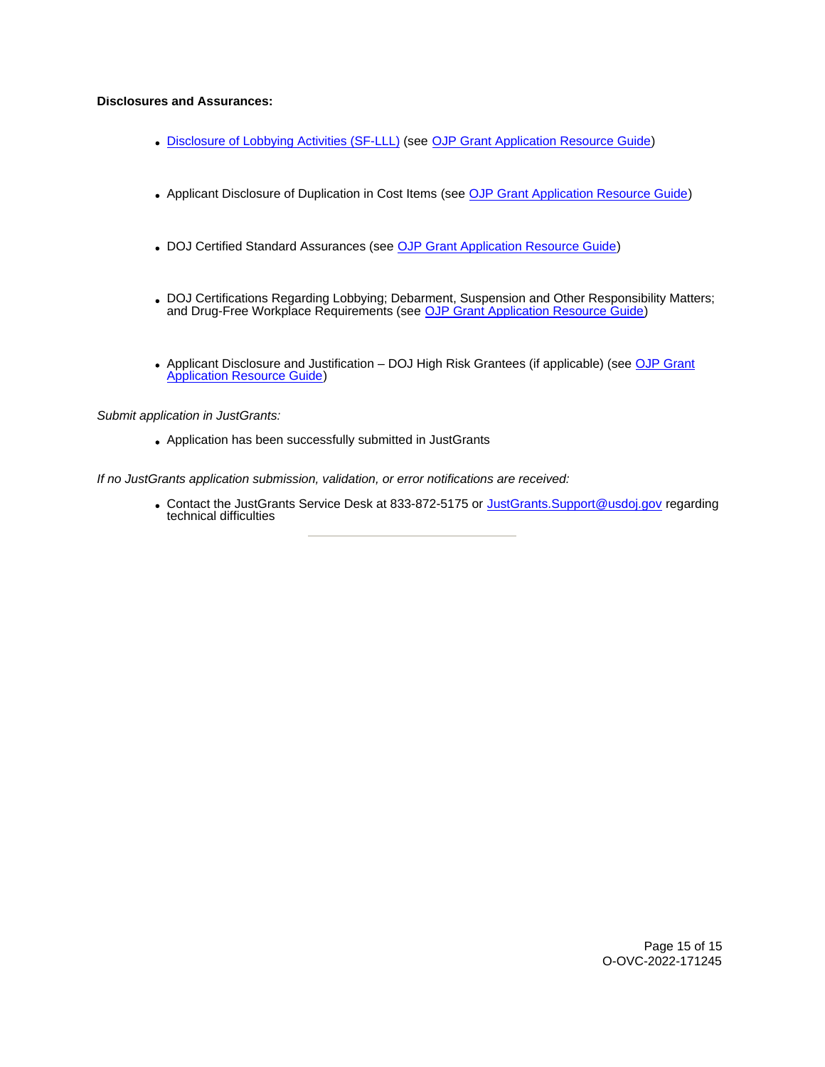**Disclosures and Assurances:**

- Disclosure of Lobbying Activities (SF-LLL) (see OJP Grant Application Resource Guide)
- Applicant Disclosure of Duplication in Cost Items (see OJP Grant Application Resource Guide)
- DOJ Certified Standard Assurances (see OJP Grant Application Resource Guide)
- DOJ Certifications Regarding Lobbying; Debarment, Suspension and Other Responsibility Matters; and Drug-Free Workplace Requirements (see OJP Grant Application Resource Guide)
- Applicant Disclosure and Justification – DOJ High Risk Grantees (if applicable) (see OJP Grant Application Resource Guide)

*Submit application in JustGrants:*

- Application has been successfully submitted in JustGrants

*If no JustGrants application submission, validation, or error notifications are received:*

- Contact the JustGrants Service Desk at 833-872-5175 or JustGrants.Support@usdoj.gov regarding technical difficulties